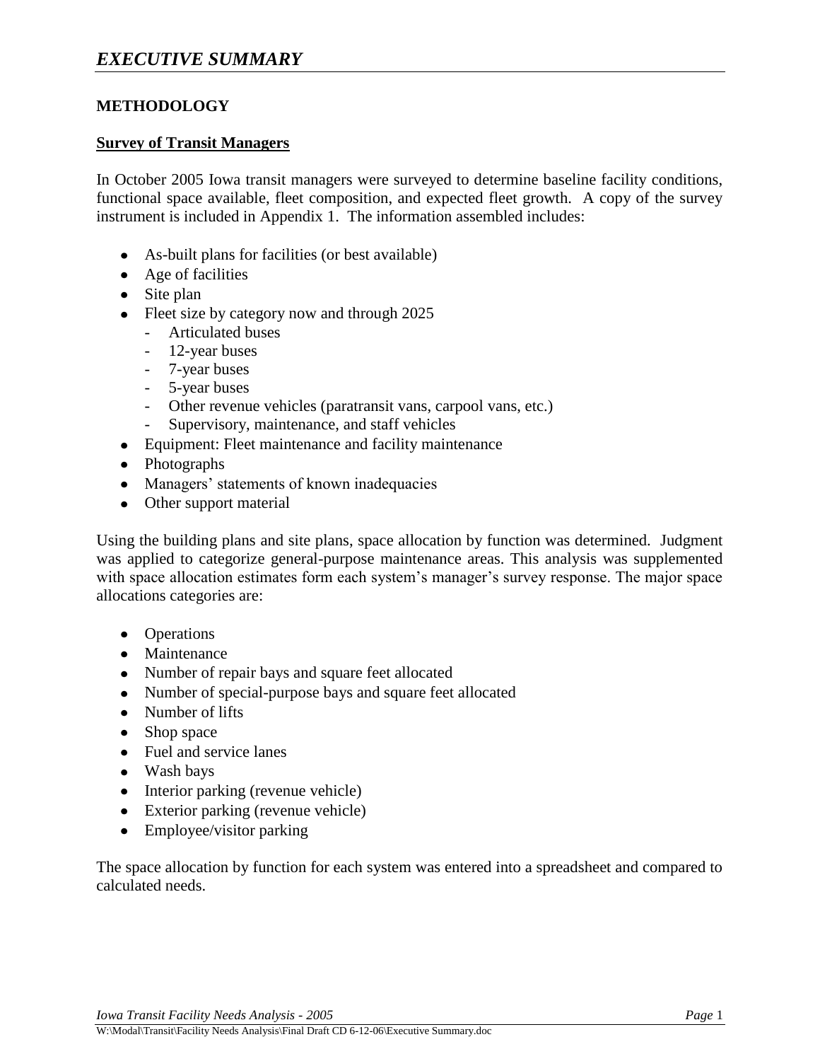# *EXECUTIVE SUMMARY*

## METHODOLOGY

### Survey of Transit Managers

In October 2005 Iowa transit managers were surveyed to determine baseline facility conditions, functional space available, fleet composition, and expected fleet growth. A copy of the survey instrument is included in Appendix 1. The information assembled includes:

- As-built plans for facilities (or best available)
- Age of facilities
- Site plan
- Fleet size by category now and through 2025
  - Articulated buses
  - 12-year buses
  - 7-year buses
  - 5-year buses
  - Other revenue vehicles (paratransit vans, carpool vans, etc.)
  - Supervisory, maintenance, and staff vehicles
- Equipment: Fleet maintenance and facility maintenance
- Photographs
- Managers' statements of known inadequacies
- Other support material

Using the building plans and site plans, space allocation by function was determined. Judgment was applied to categorize general-purpose maintenance areas. This analysis was supplemented with space allocation estimates form each system's manager's survey response. The major space allocations categories are:

- Operations
- Maintenance
- Number of repair bays and square feet allocated
- Number of special-purpose bays and square feet allocated
- Number of lifts
- Shop space
- Fuel and service lanes
- Wash bays
- Interior parking (revenue vehicle)
- Exterior parking (revenue vehicle)
- Employee/visitor parking

The space allocation by function for each system was entered into a spreadsheet and compared to calculated needs.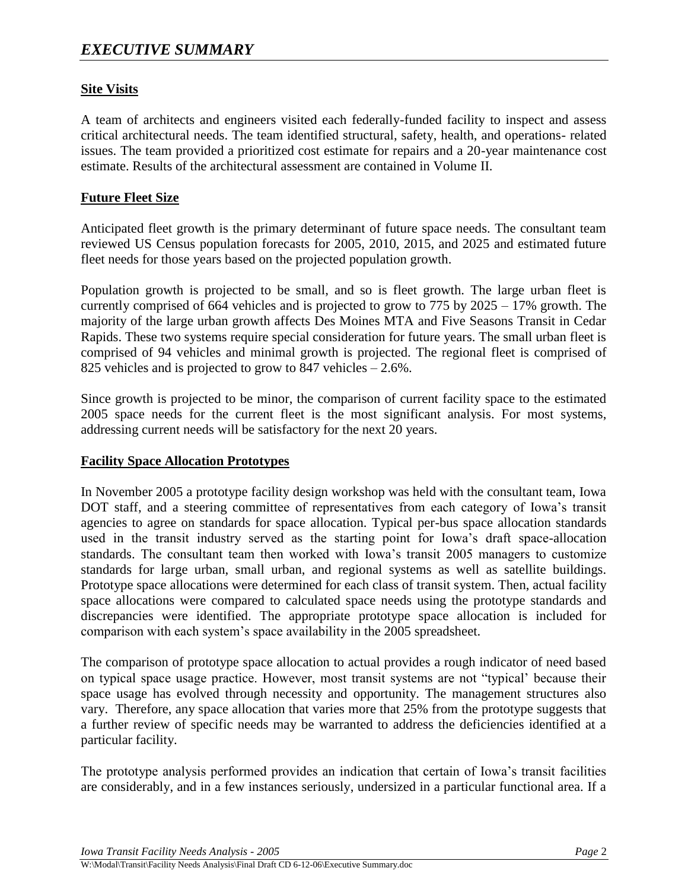# *EXECUTIVE SUMMARY*

**Site Visits**

A team of architects and engineers visited each federally-funded facility to inspect and assess critical architectural needs. The team identified structural, safety, health, and operations- related issues. The team provided a prioritized cost estimate for repairs and a 20-year maintenance cost estimate. Results of the architectural assessment are contained in Volume II.

**Future Fleet Size**

Anticipated fleet growth is the primary determinant of future space needs. The consultant team reviewed US Census population forecasts for 2005, 2010, 2015, and 2025 and estimated future fleet needs for those years based on the projected population growth.

Population growth is projected to be small, and so is fleet growth. The large urban fleet is currently comprised of 664 vehicles and is projected to grow to 775 by 2025 – 17% growth. The majority of the large urban growth affects Des Moines MTA and Five Seasons Transit in Cedar Rapids. These two systems require special consideration for future years. The small urban fleet is comprised of 94 vehicles and minimal growth is projected. The regional fleet is comprised of 825 vehicles and is projected to grow to 847 vehicles – 2.6%.

Since growth is projected to be minor, the comparison of current facility space to the estimated 2005 space needs for the current fleet is the most significant analysis. For most systems, addressing current needs will be satisfactory for the next 20 years.

**Facility Space Allocation Prototypes**

In November 2005 a prototype facility design workshop was held with the consultant team, Iowa DOT staff, and a steering committee of representatives from each category of Iowa's transit agencies to agree on standards for space allocation. Typical per-bus space allocation standards used in the transit industry served as the starting point for Iowa's draft space-allocation standards. The consultant team then worked with Iowa's transit 2005 managers to customize standards for large urban, small urban, and regional systems as well as satellite buildings. Prototype space allocations were determined for each class of transit system. Then, actual facility space allocations were compared to calculated space needs using the prototype standards and discrepancies were identified. The appropriate prototype space allocation is included for comparison with each system's space availability in the 2005 spreadsheet.

The comparison of prototype space allocation to actual provides a rough indicator of need based on typical space usage practice. However, most transit systems are not "typical' because their space usage has evolved through necessity and opportunity. The management structures also vary. Therefore, any space allocation that varies more that 25% from the prototype suggests that a further review of specific needs may be warranted to address the deficiencies identified at a particular facility.

The prototype analysis performed provides an indication that certain of Iowa's transit facilities are considerably, and in a few instances seriously, undersized in a particular functional area. If a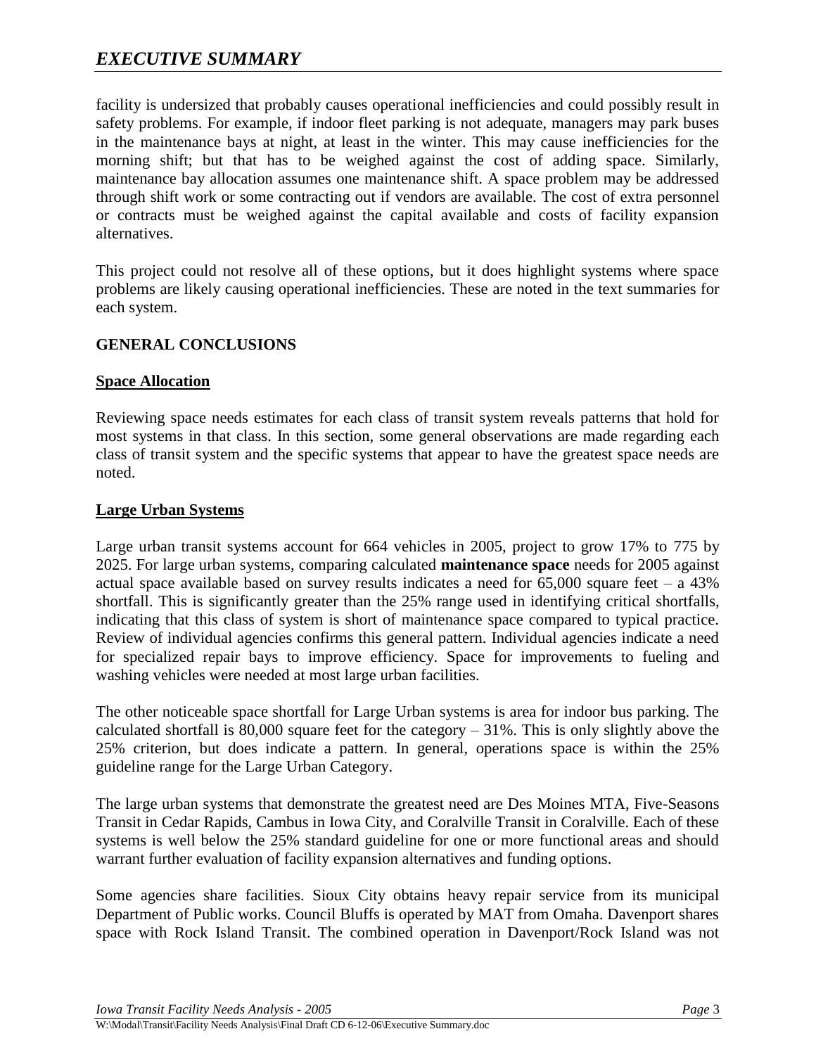facility is undersized that probably causes operational inefficiencies and could possibly result in safety problems. For example, if indoor fleet parking is not adequate, managers may park buses in the maintenance bays at night, at least in the winter. This may cause inefficiencies for the morning shift; but that has to be weighed against the cost of adding space. Similarly, maintenance bay allocation assumes one maintenance shift. A space problem may be addressed through shift work or some contracting out if vendors are available. The cost of extra personnel or contracts must be weighed against the capital available and costs of facility expansion alternatives.

This project could not resolve all of these options, but it does highlight systems where space problems are likely causing operational inefficiencies. These are noted in the text summaries for each system.

## GENERAL CONCLUSIONS

### Space Allocation

Reviewing space needs estimates for each class of transit system reveals patterns that hold for most systems in that class. In this section, some general observations are made regarding each class of transit system and the specific systems that appear to have the greatest space needs are noted.

### Large Urban Systems

Large urban transit systems account for 664 vehicles in 2005, project to grow 17% to 775 by 2025. For large urban systems, comparing calculated **maintenance space** needs for 2005 against actual space available based on survey results indicates a need for 65,000 square feet – a 43% shortfall. This is significantly greater than the 25% range used in identifying critical shortfalls, indicating that this class of system is short of maintenance space compared to typical practice. Review of individual agencies confirms this general pattern. Individual agencies indicate a need for specialized repair bays to improve efficiency. Space for improvements to fueling and washing vehicles were needed at most large urban facilities.

The other noticeable space shortfall for Large Urban systems is area for indoor bus parking. The calculated shortfall is 80,000 square feet for the category – 31%. This is only slightly above the 25% criterion, but does indicate a pattern. In general, operations space is within the 25% guideline range for the Large Urban Category.

The large urban systems that demonstrate the greatest need are Des Moines MTA, Five-Seasons Transit in Cedar Rapids, Cambus in Iowa City, and Coralville Transit in Coralville. Each of these systems is well below the 25% standard guideline for one or more functional areas and should warrant further evaluation of facility expansion alternatives and funding options.

Some agencies share facilities. Sioux City obtains heavy repair service from its municipal Department of Public works. Council Bluffs is operated by MAT from Omaha. Davenport shares space with Rock Island Transit. The combined operation in Davenport/Rock Island was not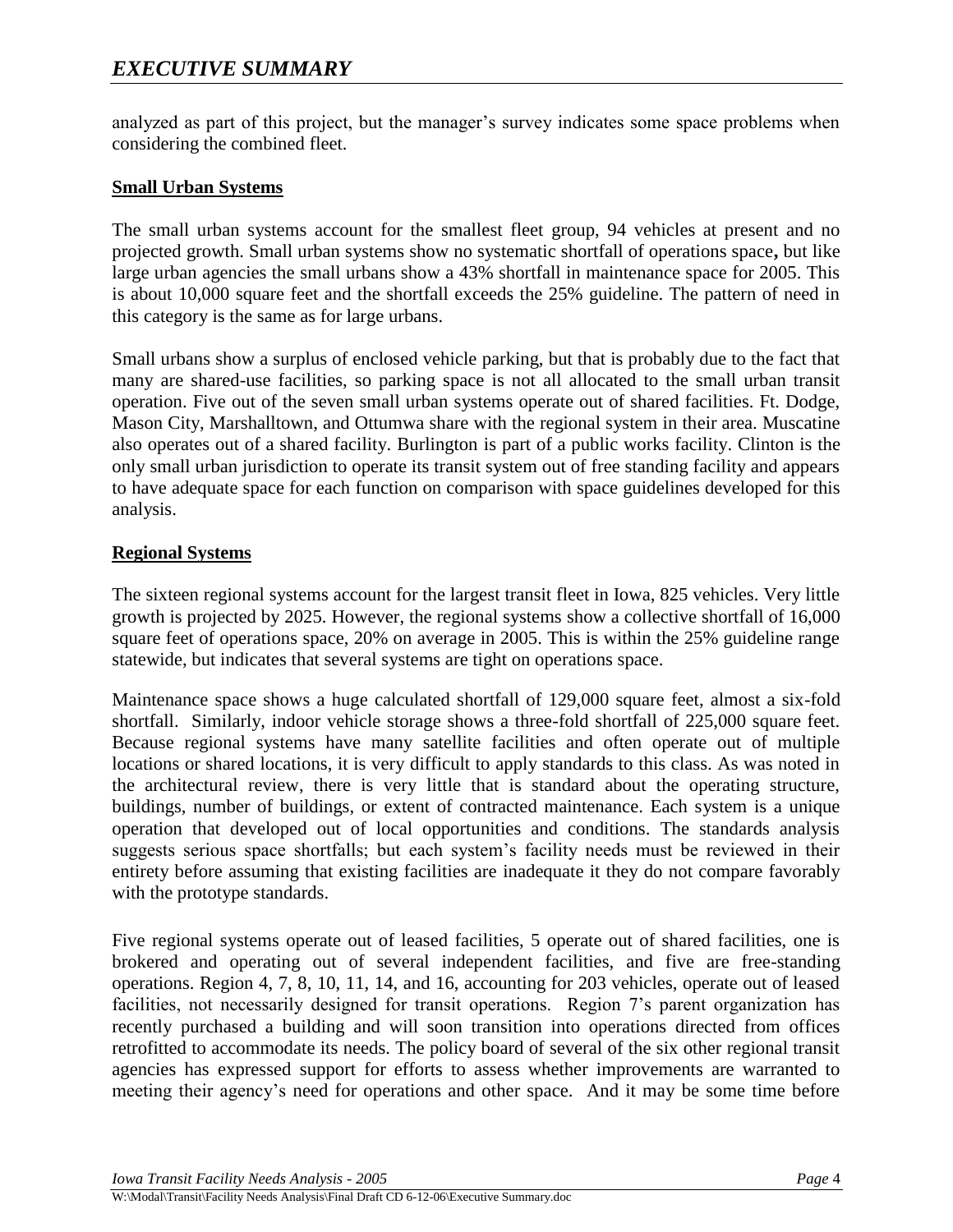analyzed as part of this project, but the manager's survey indicates some space problems when considering the combined fleet.

**Small Urban Systems**

The small urban systems account for the smallest fleet group, 94 vehicles at present and no projected growth. Small urban systems show no systematic shortfall of operations space**,** but like large urban agencies the small urbans show a 43% shortfall in maintenance space for 2005. This is about 10,000 square feet and the shortfall exceeds the 25% guideline. The pattern of need in this category is the same as for large urbans.

Small urbans show a surplus of enclosed vehicle parking, but that is probably due to the fact that many are shared-use facilities, so parking space is not all allocated to the small urban transit operation. Five out of the seven small urban systems operate out of shared facilities. Ft. Dodge, Mason City, Marshalltown, and Ottumwa share with the regional system in their area. Muscatine also operates out of a shared facility. Burlington is part of a public works facility. Clinton is the only small urban jurisdiction to operate its transit system out of free standing facility and appears to have adequate space for each function on comparison with space guidelines developed for this analysis.

**Regional Systems**

The sixteen regional systems account for the largest transit fleet in Iowa, 825 vehicles. Very little growth is projected by 2025. However, the regional systems show a collective shortfall of 16,000 square feet of operations space, 20% on average in 2005. This is within the 25% guideline range statewide, but indicates that several systems are tight on operations space.

Maintenance space shows a huge calculated shortfall of 129,000 square feet, almost a six-fold shortfall. Similarly, indoor vehicle storage shows a three-fold shortfall of 225,000 square feet. Because regional systems have many satellite facilities and often operate out of multiple locations or shared locations, it is very difficult to apply standards to this class. As was noted in the architectural review, there is very little that is standard about the operating structure, buildings, number of buildings, or extent of contracted maintenance. Each system is a unique operation that developed out of local opportunities and conditions. The standards analysis suggests serious space shortfalls; but each system's facility needs must be reviewed in their entirety before assuming that existing facilities are inadequate it they do not compare favorably with the prototype standards.

Five regional systems operate out of leased facilities, 5 operate out of shared facilities, one is brokered and operating out of several independent facilities, and five are free-standing operations. Region 4, 7, 8, 10, 11, 14, and 16, accounting for 203 vehicles, operate out of leased facilities, not necessarily designed for transit operations. Region 7's parent organization has recently purchased a building and will soon transition into operations directed from offices retrofitted to accommodate its needs. The policy board of several of the six other regional transit agencies has expressed support for efforts to assess whether improvements are warranted to meeting their agency's need for operations and other space. And it may be some time before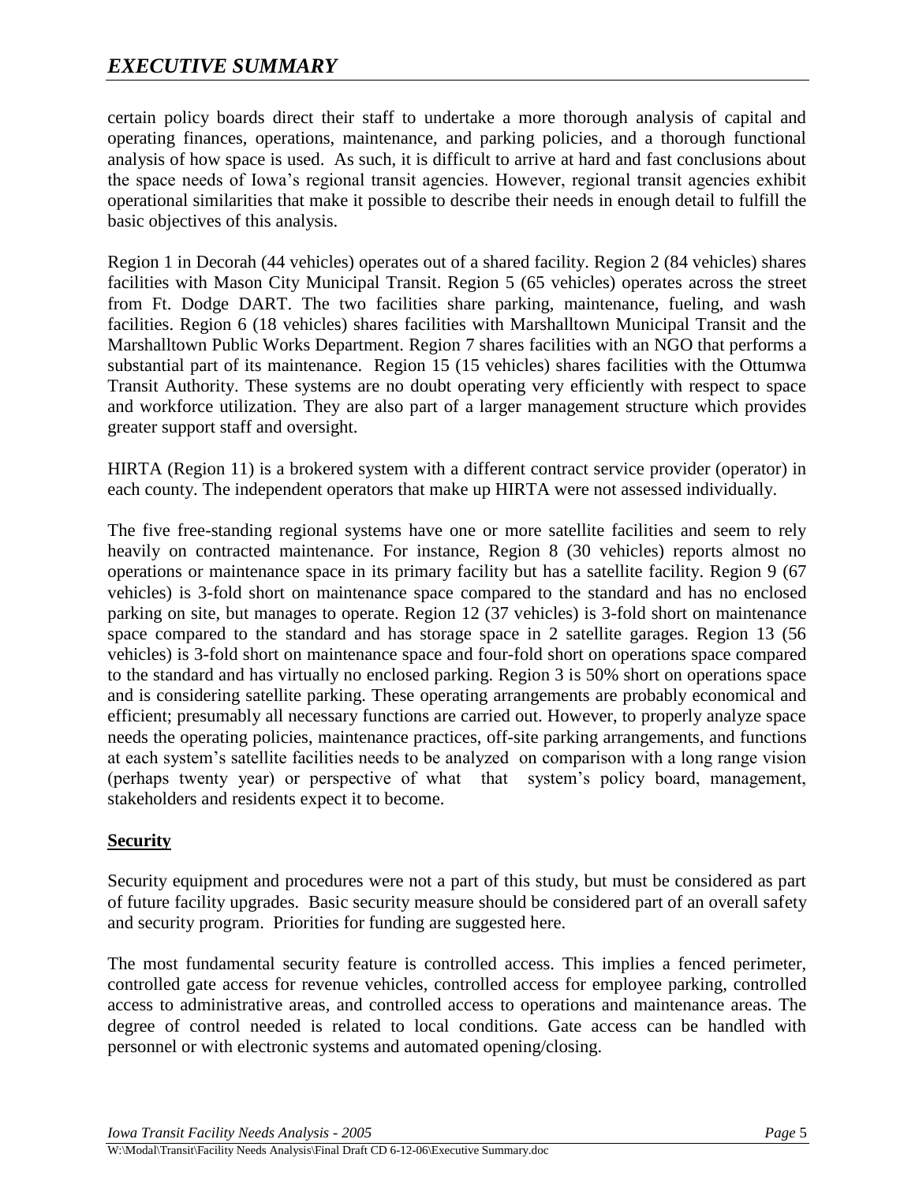certain policy boards direct their staff to undertake a more thorough analysis of capital and operating finances, operations, maintenance, and parking policies, and a thorough functional analysis of how space is used. As such, it is difficult to arrive at hard and fast conclusions about the space needs of Iowa's regional transit agencies. However, regional transit agencies exhibit operational similarities that make it possible to describe their needs in enough detail to fulfill the basic objectives of this analysis.

Region 1 in Decorah (44 vehicles) operates out of a shared facility. Region 2 (84 vehicles) shares facilities with Mason City Municipal Transit. Region 5 (65 vehicles) operates across the street from Ft. Dodge DART. The two facilities share parking, maintenance, fueling, and wash facilities. Region 6 (18 vehicles) shares facilities with Marshalltown Municipal Transit and the Marshalltown Public Works Department. Region 7 shares facilities with an NGO that performs a substantial part of its maintenance. Region 15 (15 vehicles) shares facilities with the Ottumwa Transit Authority. These systems are no doubt operating very efficiently with respect to space and workforce utilization. They are also part of a larger management structure which provides greater support staff and oversight.

HIRTA (Region 11) is a brokered system with a different contract service provider (operator) in each county. The independent operators that make up HIRTA were not assessed individually.

The five free-standing regional systems have one or more satellite facilities and seem to rely heavily on contracted maintenance. For instance, Region 8 (30 vehicles) reports almost no operations or maintenance space in its primary facility but has a satellite facility. Region 9 (67 vehicles) is 3-fold short on maintenance space compared to the standard and has no enclosed parking on site, but manages to operate. Region 12 (37 vehicles) is 3-fold short on maintenance space compared to the standard and has storage space in 2 satellite garages. Region 13 (56 vehicles) is 3-fold short on maintenance space and four-fold short on operations space compared to the standard and has virtually no enclosed parking. Region 3 is 50% short on operations space and is considering satellite parking. These operating arrangements are probably economical and efficient; presumably all necessary functions are carried out. However, to properly analyze space needs the operating policies, maintenance practices, off-site parking arrangements, and functions at each system's satellite facilities needs to be analyzed on comparison with a long range vision (perhaps twenty year) or perspective of what that system's policy board, management, stakeholders and residents expect it to become.

**Security**

Security equipment and procedures were not a part of this study, but must be considered as part of future facility upgrades. Basic security measure should be considered part of an overall safety and security program. Priorities for funding are suggested here.

The most fundamental security feature is controlled access. This implies a fenced perimeter, controlled gate access for revenue vehicles, controlled access for employee parking, controlled access to administrative areas, and controlled access to operations and maintenance areas. The degree of control needed is related to local conditions. Gate access can be handled with personnel or with electronic systems and automated opening/closing.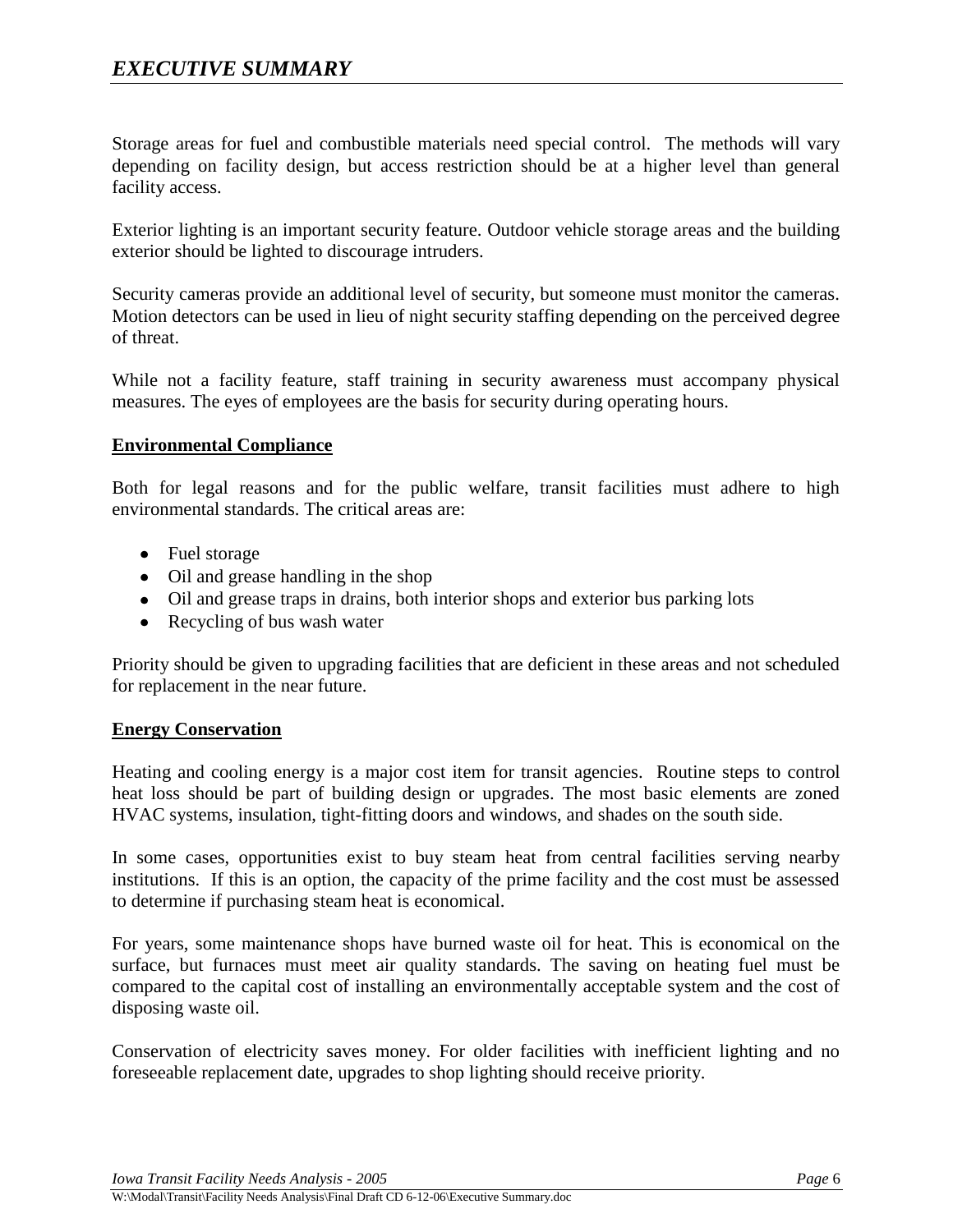Storage areas for fuel and combustible materials need special control. The methods will vary depending on facility design, but access restriction should be at a higher level than general facility access.

Exterior lighting is an important security feature. Outdoor vehicle storage areas and the building exterior should be lighted to discourage intruders.

Security cameras provide an additional level of security, but someone must monitor the cameras. Motion detectors can be used in lieu of night security staffing depending on the perceived degree of threat.

While not a facility feature, staff training in security awareness must accompany physical measures. The eyes of employees are the basis for security during operating hours.

## Environmental Compliance

Both for legal reasons and for the public welfare, transit facilities must adhere to high environmental standards. The critical areas are:

- Fuel storage
- Oil and grease handling in the shop
- Oil and grease traps in drains, both interior shops and exterior bus parking lots
- Recycling of bus wash water

Priority should be given to upgrading facilities that are deficient in these areas and not scheduled for replacement in the near future.

## Energy Conservation

Heating and cooling energy is a major cost item for transit agencies. Routine steps to control heat loss should be part of building design or upgrades. The most basic elements are zoned HVAC systems, insulation, tight-fitting doors and windows, and shades on the south side.

In some cases, opportunities exist to buy steam heat from central facilities serving nearby institutions. If this is an option, the capacity of the prime facility and the cost must be assessed to determine if purchasing steam heat is economical.

For years, some maintenance shops have burned waste oil for heat. This is economical on the surface, but furnaces must meet air quality standards. The saving on heating fuel must be compared to the capital cost of installing an environmentally acceptable system and the cost of disposing waste oil.

Conservation of electricity saves money. For older facilities with inefficient lighting and no foreseeable replacement date, upgrades to shop lighting should receive priority.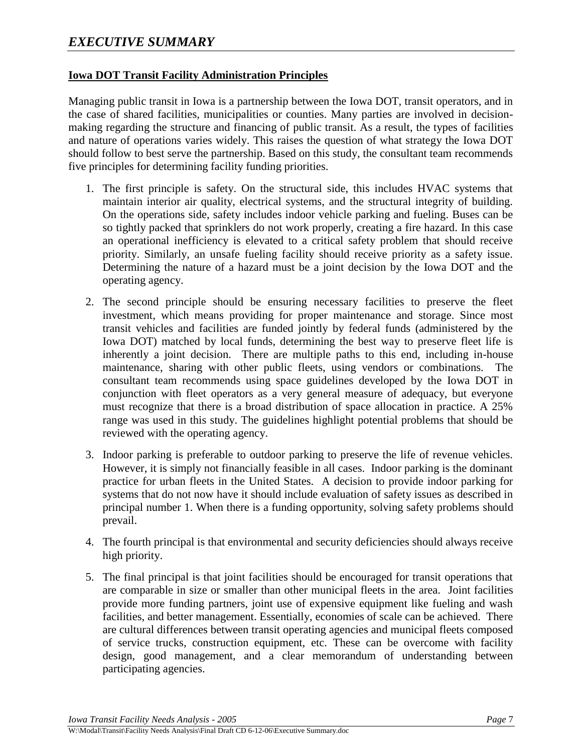# EXECUTIVE SUMMARY

**Iowa DOT Transit Facility Administration Principles**

Managing public transit in Iowa is a partnership between the Iowa DOT, transit operators, and in the case of shared facilities, municipalities or counties. Many parties are involved in decision-making regarding the structure and financing of public transit. As a result, the types of facilities and nature of operations varies widely. This raises the question of what strategy the Iowa DOT should follow to best serve the partnership. Based on this study, the consultant team recommends five principles for determining facility funding priorities.

1. The first principle is safety. On the structural side, this includes HVAC systems that maintain interior air quality, electrical systems, and the structural integrity of building. On the operations side, safety includes indoor vehicle parking and fueling. Buses can be so tightly packed that sprinklers do not work properly, creating a fire hazard. In this case an operational inefficiency is elevated to a critical safety problem that should receive priority. Similarly, an unsafe fueling facility should receive priority as a safety issue. Determining the nature of a hazard must be a joint decision by the Iowa DOT and the operating agency.

2. The second principle should be ensuring necessary facilities to preserve the fleet investment, which means providing for proper maintenance and storage. Since most transit vehicles and facilities are funded jointly by federal funds (administered by the Iowa DOT) matched by local funds, determining the best way to preserve fleet life is inherently a joint decision. There are multiple paths to this end, including in-house maintenance, sharing with other public fleets, using vendors or combinations. The consultant team recommends using space guidelines developed by the Iowa DOT in conjunction with fleet operators as a very general measure of adequacy, but everyone must recognize that there is a broad distribution of space allocation in practice. A 25% range was used in this study. The guidelines highlight potential problems that should be reviewed with the operating agency.

3. Indoor parking is preferable to outdoor parking to preserve the life of revenue vehicles. However, it is simply not financially feasible in all cases. Indoor parking is the dominant practice for urban fleets in the United States. A decision to provide indoor parking for systems that do not now have it should include evaluation of safety issues as described in principal number 1. When there is a funding opportunity, solving safety problems should prevail.

4. The fourth principal is that environmental and security deficiencies should always receive high priority.

5. The final principal is that joint facilities should be encouraged for transit operations that are comparable in size or smaller than other municipal fleets in the area. Joint facilities provide more funding partners, joint use of expensive equipment like fueling and wash facilities, and better management. Essentially, economies of scale can be achieved. There are cultural differences between transit operating agencies and municipal fleets composed of service trucks, construction equipment, etc. These can be overcome with facility design, good management, and a clear memorandum of understanding between participating agencies.